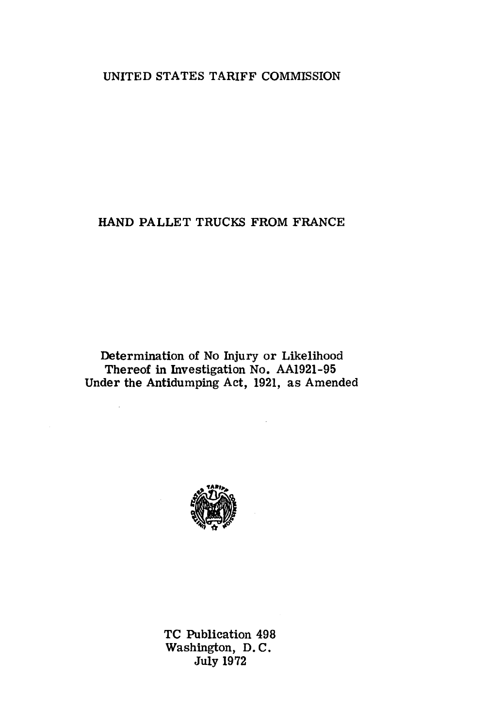UNITED STATES TARIFF COMMISSION

# HAND PALLET TRUCKS FROM FRANCE

Determination of No Injury or Likelihood
Thereof in Investigation No. AA1921-95
Under the Antidumping Act, 1921, as Amended

TC Publication 498
Washington, D. C.
July 1972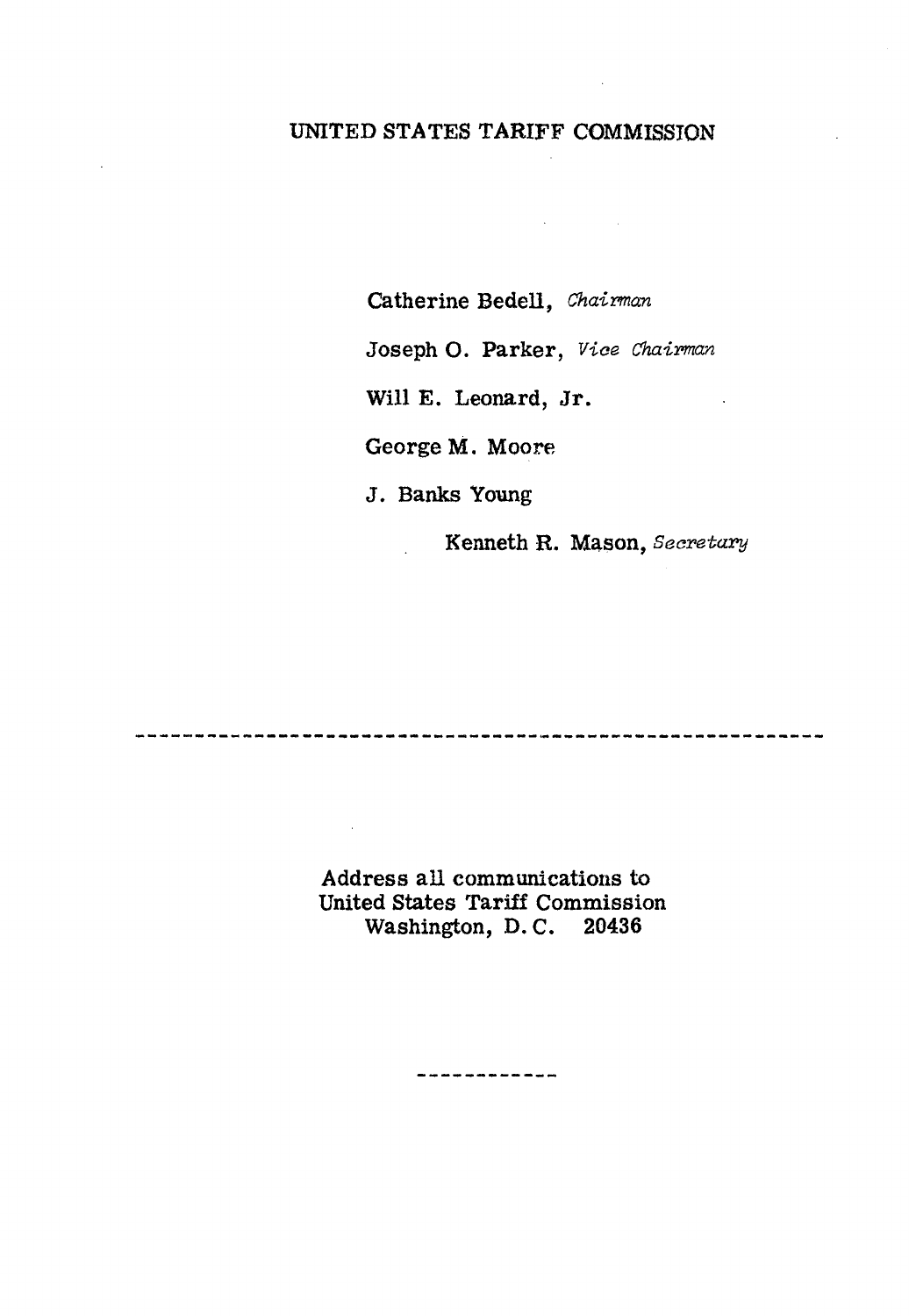UNITED STATES TARIFF COMMISSION

Catherine Bedell, *Chairman*

Joseph O. Parker, *Vice Chairman*

Will E. Leonard, Jr.

George M. Moore

J. Banks Young

Kenneth R. Mason, *Secretary*

---

Address all communications to
United States Tariff Commission
Washington, D.C. 20436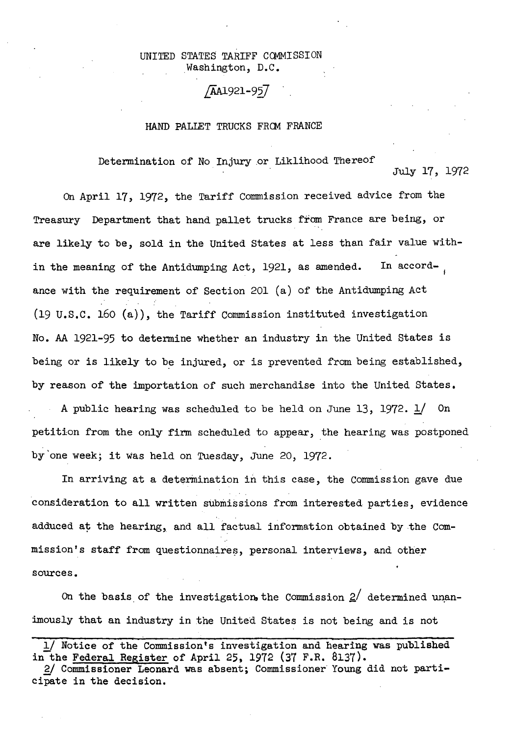UNITED STATES TARIFF COMMISSION
Washington, D.C.

[AA1921-95]

HAND PALLET TRUCKS FROM FRANCE

Determination of No Injury or Liklihood Thereof

July 17, 1972

On April 17, 1972, the Tariff Commission received advice from the Treasury Department that hand pallet trucks from France are being, or are likely to be, sold in the United States at less than fair value within the meaning of the Antidumping Act, 1921, as amended. In accordance with the requirement of Section 201 (a) of the Antidumping Act (19 U.S.C. 160 (a)), the Tariff Commission instituted investigation No. AA 1921-95 to determine whether an industry in the United States is being or is likely to be injured, or is prevented from being established, by reason of the importation of such merchandise into the United States.

A public hearing was scheduled to be held on June 13, 1972. 1/ On petition from the only firm scheduled to appear, the hearing was postponed by one week; it was held on Tuesday, June 20, 1972.

In arriving at a determination in this case, the Commission gave due consideration to all written submissions from interested parties, evidence adduced at the hearing, and all factual information obtained by the Commission's staff from questionnaires, personal interviews, and other sources.

On the basis of the investigation, the Commission 2/ determined unanimously that an industry in the United States is not being and is not

---

1/ Notice of the Commission's investigation and hearing was published in the Federal Register of April 25, 1972 (37 F.R. 8137).

2/ Commissioner Leonard was absent; Commissioner Young did not participate in the decision.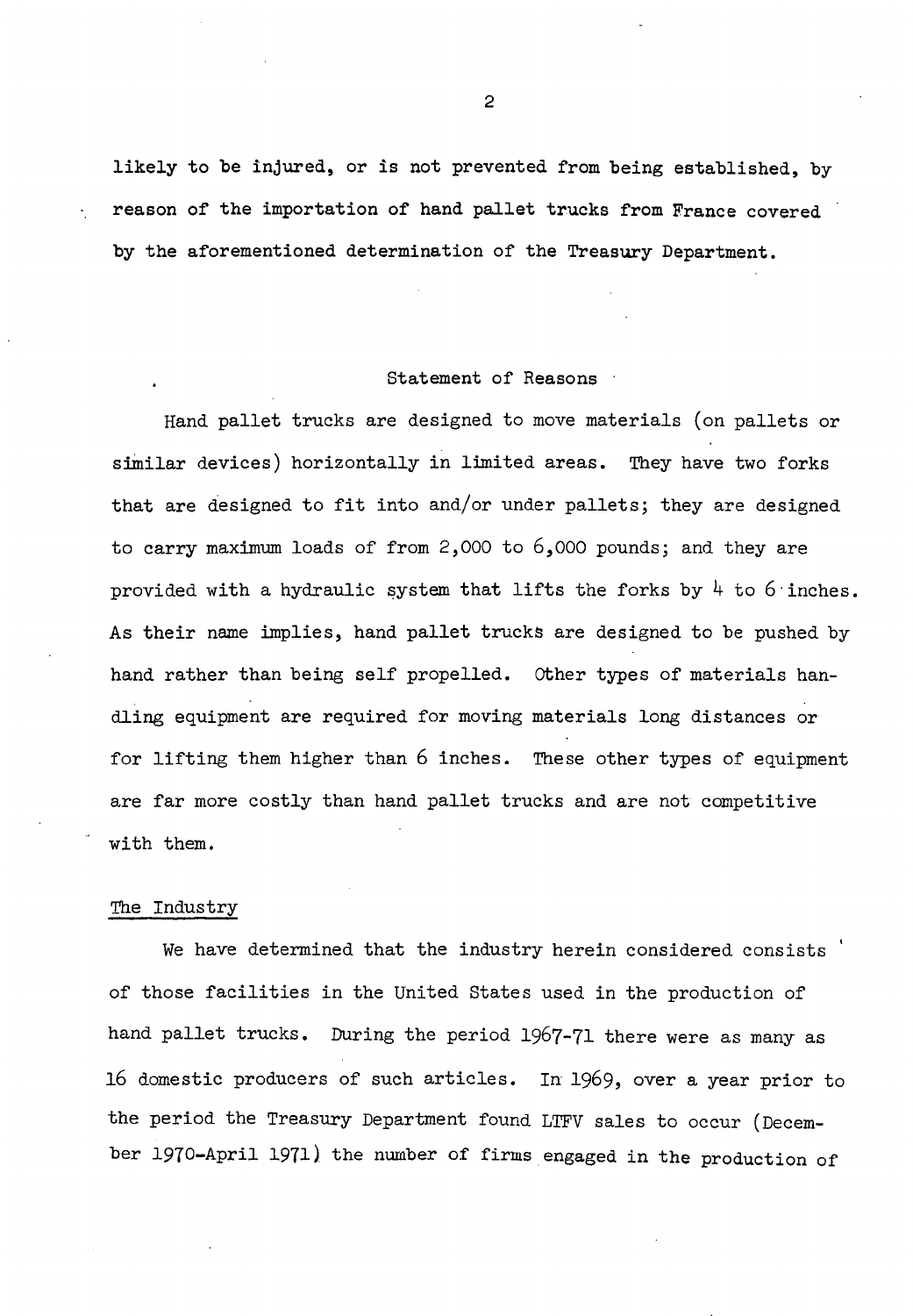likely to be injured, or is not prevented from being established, by reason of the importation of hand pallet trucks from France covered by the aforementioned determination of the Treasury Department.

## Statement of Reasons

Hand pallet trucks are designed to move materials (on pallets or similar devices) horizontally in limited areas. They have two forks that are designed to fit into and/or under pallets; they are designed to carry maximum loads of from 2,000 to 6,000 pounds; and they are provided with a hydraulic system that lifts the forks by 4 to 6 inches. As their name implies, hand pallet trucks are designed to be pushed by hand rather than being self propelled. Other types of materials handling equipment are required for moving materials long distances or for lifting them higher than 6 inches. These other types of equipment are far more costly than hand pallet trucks and are not competitive with them.

### The Industry

We have determined that the industry herein considered consists of those facilities in the United States used in the production of hand pallet trucks. During the period 1967-71 there were as many as 16 domestic producers of such articles. In 1969, over a year prior to the period the Treasury Department found LTFV sales to occur (December 1970-April 1971) the number of firms engaged in the production of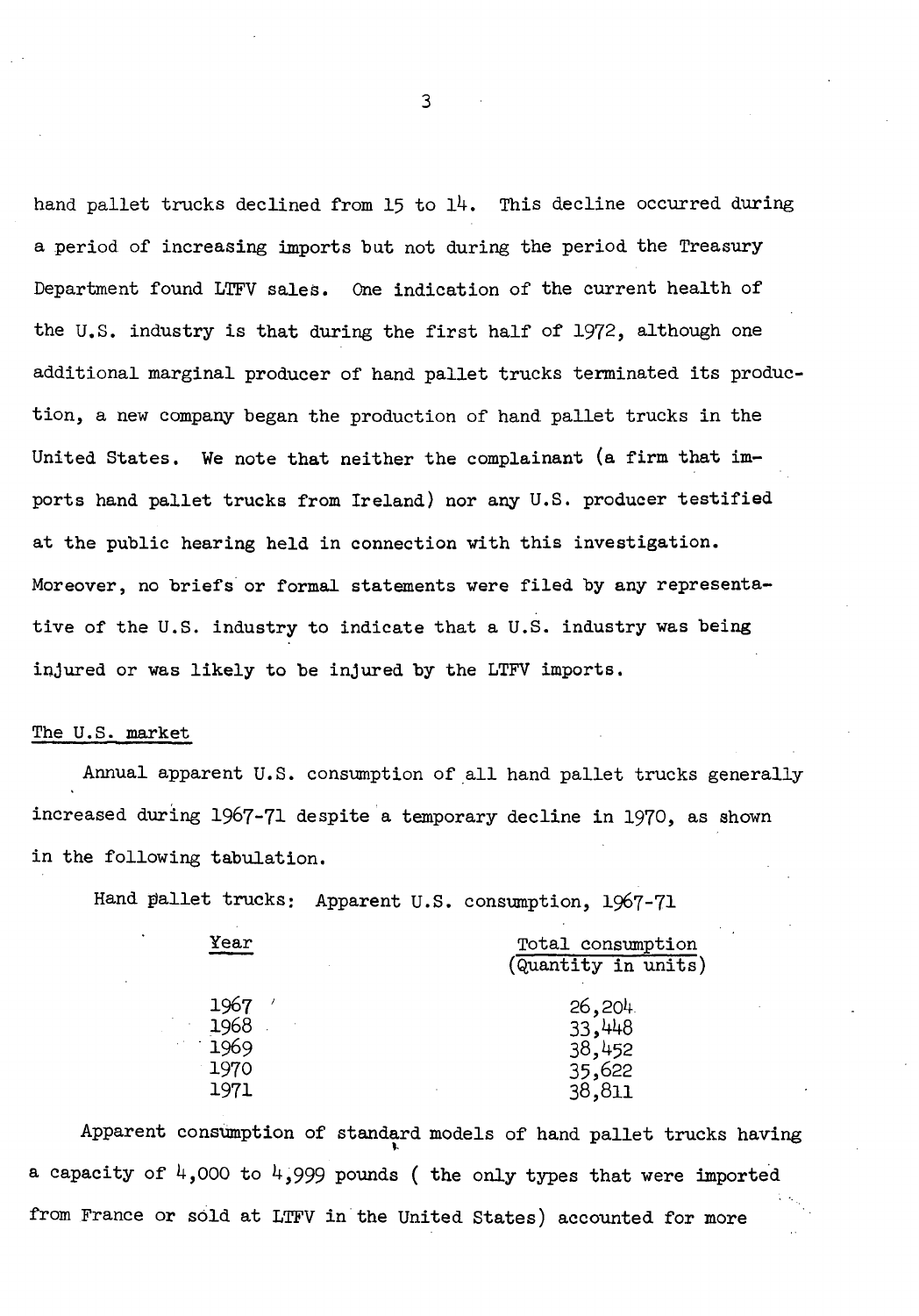hand pallet trucks declined from 15 to 14. This decline occurred during a period of increasing imports but not during the period the Treasury Department found LTFV sales. One indication of the current health of the U.S. industry is that during the first half of 1972, although one additional marginal producer of hand pallet trucks terminated its production, a new company began the production of hand pallet trucks in the United States. We note that neither the complainant (a firm that imports hand pallet trucks from Ireland) nor any U.S. producer testified at the public hearing held in connection with this investigation. Moreover, no briefs or formal statements were filed by any representative of the U.S. industry to indicate that a U.S. industry was being injured or was likely to be injured by the LTFV imports.

## The U.S. market

Annual apparent U.S. consumption of all hand pallet trucks generally increased during 1967-71 despite a temporary decline in 1970, as shown in the following tabulation.

Hand pallet trucks: Apparent U.S. consumption, 1967-71

| Year | Total consumption (Quantity in units) |
|---|---|
| 1967 | 26,204 |
| 1968 | 33,448 |
| 1969 | 38,452 |
| 1970 | 35,622 |
| 1971 | 38,811 |

Apparent consumption of standard models of hand pallet trucks having a capacity of 4,000 to 4,999 pounds ( the only types that were imported from France or sold at LTFV in the United States) accounted for more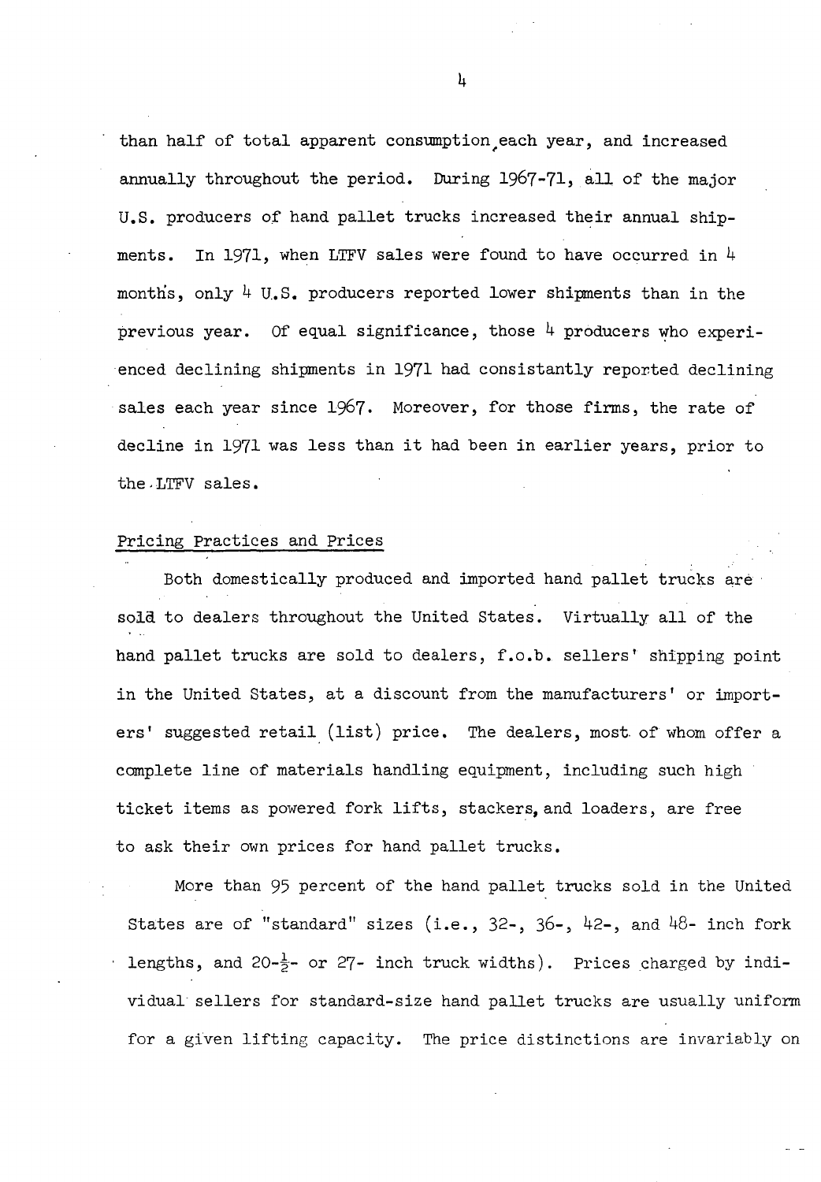than half of total apparent consumption each year, and increased annually throughout the period. During 1967-71, all of the major U.S. producers of hand pallet trucks increased their annual shipments. In 1971, when LTFV sales were found to have occurred in 4 months, only 4 U.S. producers reported lower shipments than in the previous year. Of equal significance, those 4 producers who experienced declining shipments in 1971 had consistantly reported declining sales each year since 1967. Moreover, for those firms, the rate of decline in 1971 was less than it had been in earlier years, prior to the LTFV sales.

## Pricing Practices and Prices

Both domestically produced and imported hand pallet trucks are sold to dealers throughout the United States. Virtually all of the hand pallet trucks are sold to dealers, f.o.b. sellers' shipping point in the United States, at a discount from the manufacturers' or importers' suggested retail (list) price. The dealers, most of whom offer a complete line of materials handling equipment, including such high ticket items as powered fork lifts, stackers, and loaders, are free to ask their own prices for hand pallet trucks.

More than 95 percent of the hand pallet trucks sold in the United States are of "standard" sizes (i.e., 32-, 36-, 42-, and 48- inch fork lengths, and 20-½- or 27- inch truck widths). Prices charged by individual sellers for standard-size hand pallet trucks are usually uniform for a given lifting capacity. The price distinctions are invariably on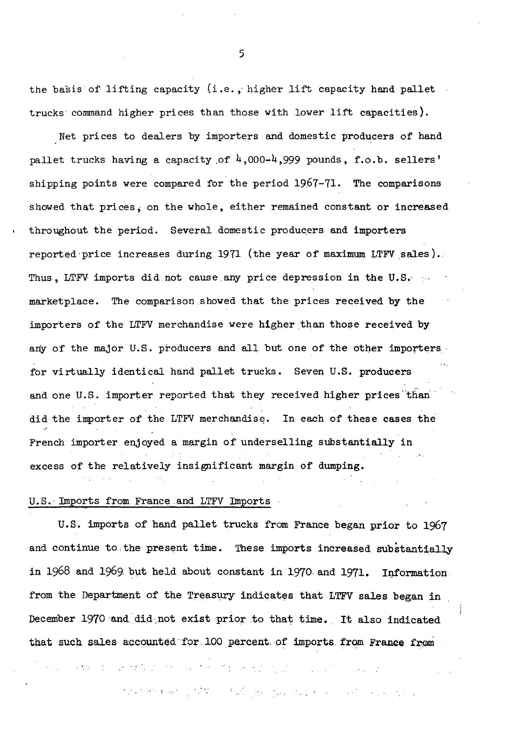the basis of lifting capacity (i.e., higher lift capacity hand pallet trucks command higher prices than those with lower lift capacities).

Net prices to dealers by importers and domestic producers of hand pallet trucks having a capacity of 4,000-4,999 pounds, f.o.b. sellers' shipping points were compared for the period 1967-71. The comparisons showed that prices, on the whole, either remained constant or increased throughout the period. Several domestic producers and importers reported price increases during 1971 (the year of maximum LTFV sales). Thus, LTFV imports did not cause any price depression in the U.S. marketplace. The comparison showed that the prices received by the importers of the LTFV merchandise were higher than those received by any of the major U.S. producers and all but one of the other importers for virtually identical hand pallet trucks. Seven U.S. producers and one U.S. importer reported that they received higher prices than did the importer of the LTFV merchandise. In each of these cases the French importer enjoyed a margin of underselling substantially in excess of the relatively insignificant margin of dumping.

U.S. Imports from France and LTFV Imports

U.S. imports of hand pallet trucks from France began prior to 1967 and continue to the present time. These imports increased substantially in 1968 and 1969 but held about constant in 1970 and 1971. Information from the Department of the Treasury indicates that LTFV sales began in December 1970 and did not exist prior to that time. It also indicated that such sales accounted for 100 percent of imports from France from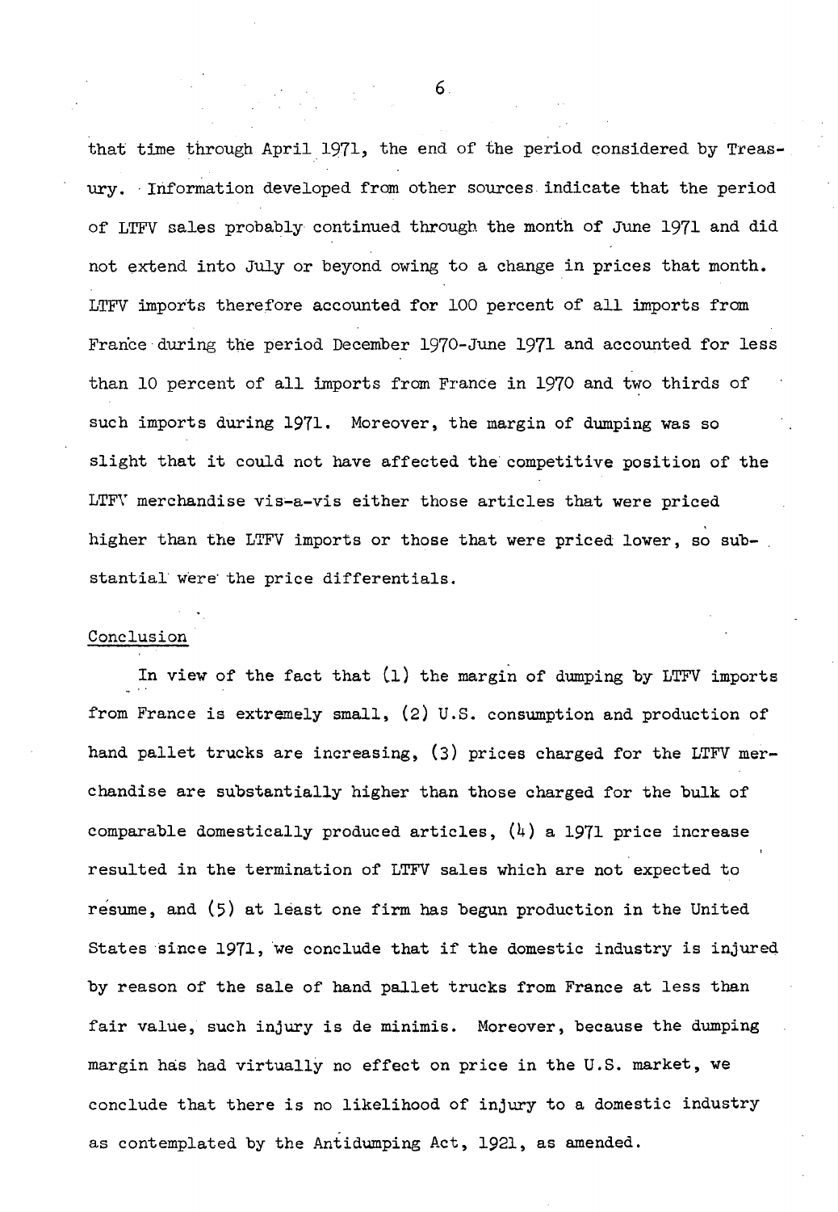that time through April 1971, the end of the period considered by Treasury. Information developed from other sources indicate that the period of LTFV sales probably continued through the month of June 1971 and did not extend into July or beyond owing to a change in prices that month. LTFV imports therefore accounted for 100 percent of all imports from France during the period December 1970-June 1971 and accounted for less than 10 percent of all imports from France in 1970 and two thirds of such imports during 1971. Moreover, the margin of dumping was so slight that it could not have affected the competitive position of the LTFV merchandise vis-a-vis either those articles that were priced higher than the LTFV imports or those that were priced lower, so substantial were the price differentials.

Conclusion

In view of the fact that (1) the margin of dumping by LTFV imports from France is extremely small, (2) U.S. consumption and production of hand pallet trucks are increasing, (3) prices charged for the LTFV merchandise are substantially higher than those charged for the bulk of comparable domestically produced articles, (4) a 1971 price increase resulted in the termination of LTFV sales which are not expected to resume, and (5) at least one firm has begun production in the United States since 1971, we conclude that if the domestic industry is injured by reason of the sale of hand pallet trucks from France at less than fair value, such injury is de minimis. Moreover, because the dumping margin has had virtually no effect on price in the U.S. market, we conclude that there is no likelihood of injury to a domestic industry as contemplated by the Antidumping Act, 1921, as amended.